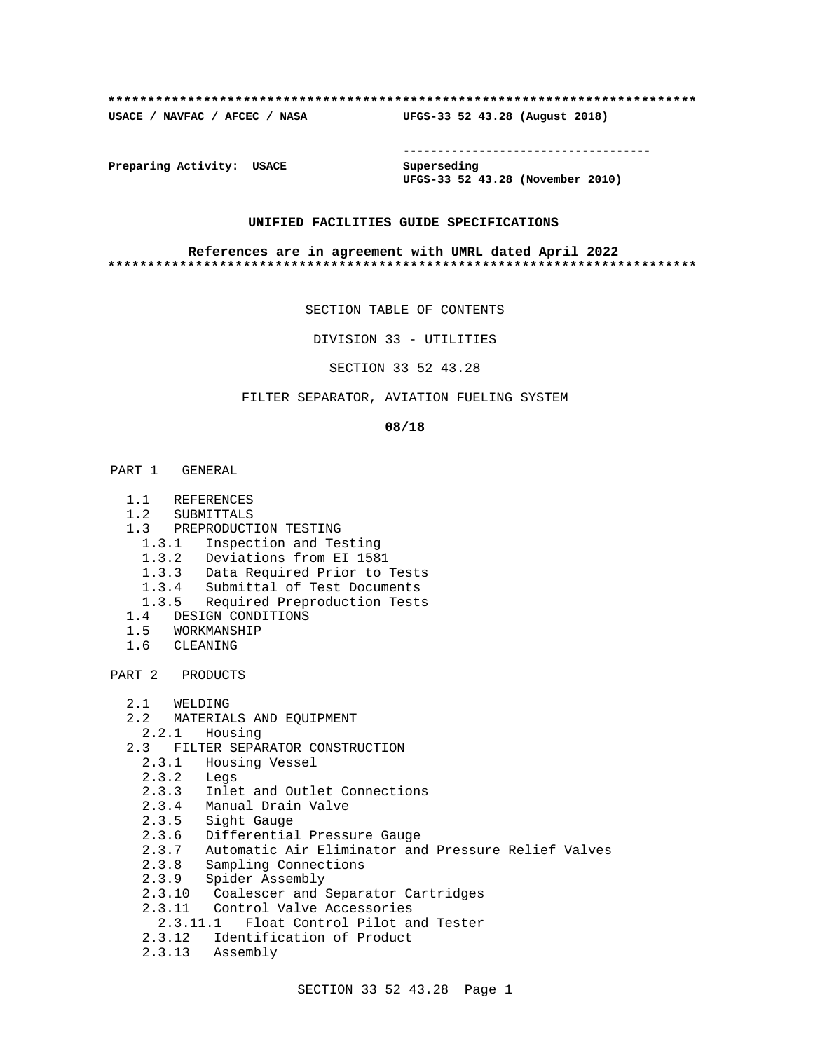**************************************************************************

**USACE / NAVFAC / AFCEC / NASA UFGS-33 52 43.28 (August 2018)**

-----------------------------------

**Preparing Activity: USACE Superseding**
**UFGS-33 52 43.28 (November 2010)**

**UNIFIED FACILITIES GUIDE SPECIFICATIONS**

**References are in agreement with UMRL dated April 2022**

**************************************************************************

SECTION TABLE OF CONTENTS

DIVISION 33 - UTILITIES

SECTION 33 52 43.28

FILTER SEPARATOR, AVIATION FUELING SYSTEM

**08/18**

PART 1 GENERAL

- 1.1 REFERENCES
- 1.2 SUBMITTALS
- 1.3 PREPRODUCTION TESTING
  - 1.3.1 Inspection and Testing
  - 1.3.2 Deviations from EI 1581
  - 1.3.3 Data Required Prior to Tests
  - 1.3.4 Submittal of Test Documents
  - 1.3.5 Required Preproduction Tests
- 1.4 DESIGN CONDITIONS
- 1.5 WORKMANSHIP
- 1.6 CLEANING

PART 2 PRODUCTS

- 2.1 WELDING
- 2.2 MATERIALS AND EQUIPMENT
  - 2.2.1 Housing
- 2.3 FILTER SEPARATOR CONSTRUCTION
  - 2.3.1 Housing Vessel
  - 2.3.2 Legs
  - 2.3.3 Inlet and Outlet Connections
  - 2.3.4 Manual Drain Valve
  - 2.3.5 Sight Gauge
  - 2.3.6 Differential Pressure Gauge
  - 2.3.7 Automatic Air Eliminator and Pressure Relief Valves
  - 2.3.8 Sampling Connections
  - 2.3.9 Spider Assembly
  - 2.3.10 Coalescer and Separator Cartridges
  - 2.3.11 Control Valve Accessories
    - 2.3.11.1 Float Control Pilot and Tester
  - 2.3.12 Identification of Product
  - 2.3.13 Assembly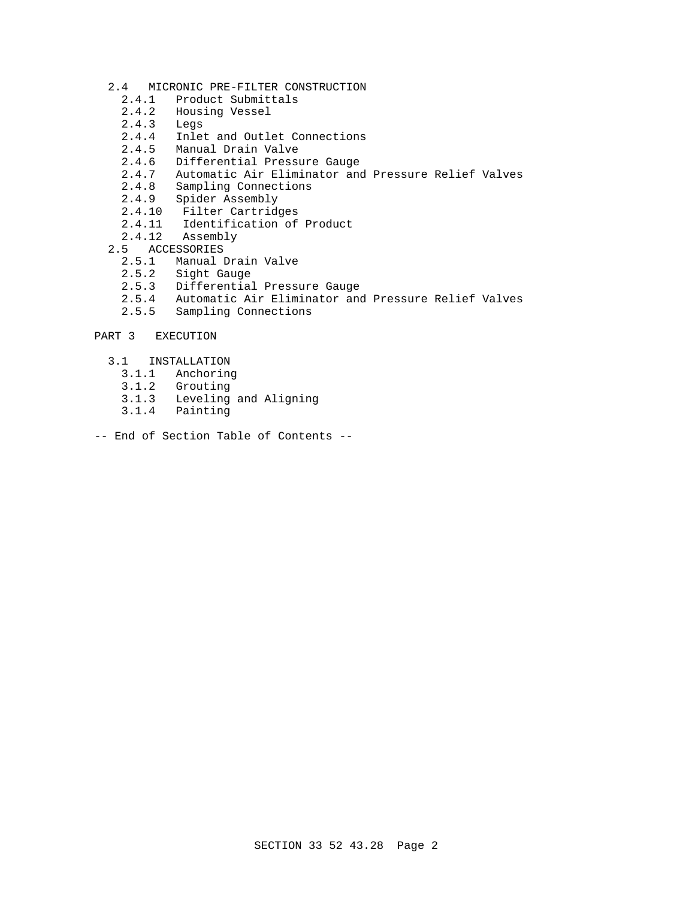- 2.4 MICRONIC PRE-FILTER CONSTRUCTION
  - 2.4.1 Product Submittals
  - 2.4.2 Housing Vessel
  - 2.4.3 Legs
  - 2.4.4 Inlet and Outlet Connections
  - 2.4.5 Manual Drain Valve
  - 2.4.6 Differential Pressure Gauge
  - 2.4.7 Automatic Air Eliminator and Pressure Relief Valves
  - 2.4.8 Sampling Connections
  - 2.4.9 Spider Assembly
  - 2.4.10 Filter Cartridges
  - 2.4.11 Identification of Product
  - 2.4.12 Assembly
- 2.5 ACCESSORIES
  - 2.5.1 Manual Drain Valve
  - 2.5.2 Sight Gauge
  - 2.5.3 Differential Pressure Gauge
  - 2.5.4 Automatic Air Eliminator and Pressure Relief Valves
  - 2.5.5 Sampling Connections

PART 3 EXECUTION

- 3.1 INSTALLATION
  - 3.1.1 Anchoring
  - 3.1.2 Grouting
  - 3.1.3 Leveling and Aligning
  - 3.1.4 Painting

-- End of Section Table of Contents --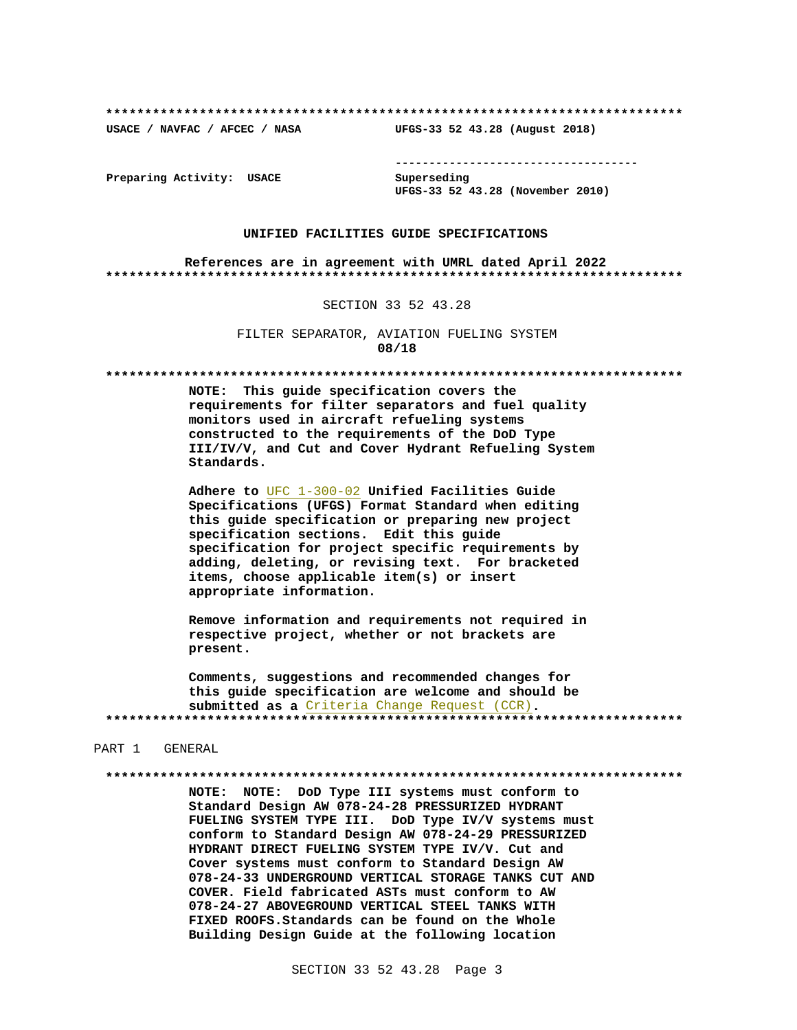**************************************************************************

**USACE / NAVFAC / AFCEC / NASA** **UFGS-33 52 43.28 (August 2018)**

-----------------------------------

**Preparing Activity: USACE** **Superseding**
**UFGS-33 52 43.28 (November 2010)**

**UNIFIED FACILITIES GUIDE SPECIFICATIONS**

**References are in agreement with UMRL dated April 2022**

**************************************************************************

SECTION 33 52 43.28

FILTER SEPARATOR, AVIATION FUELING SYSTEM
**08/18**

**************************************************************************

**NOTE: This guide specification covers the requirements for filter separators and fuel quality monitors used in aircraft refueling systems constructed to the requirements of the DoD Type III/IV/V, and Cut and Cover Hydrant Refueling System Standards.**

**Adhere to** UFC 1-300-02 **Unified Facilities Guide Specifications (UFGS) Format Standard when editing this guide specification or preparing new project specification sections. Edit this guide specification for project specific requirements by adding, deleting, or revising text. For bracketed items, choose applicable item(s) or insert appropriate information.**

**Remove information and requirements not required in respective project, whether or not brackets are present.**

**Comments, suggestions and recommended changes for this guide specification are welcome and should be submitted as a** Criteria Change Request (CCR)**.**

**************************************************************************

PART 1 GENERAL

**************************************************************************

**NOTE: NOTE: DoD Type III systems must conform to Standard Design AW 078-24-28 PRESSURIZED HYDRANT FUELING SYSTEM TYPE III. DoD Type IV/V systems must conform to Standard Design AW 078-24-29 PRESSURIZED HYDRANT DIRECT FUELING SYSTEM TYPE IV/V. Cut and Cover systems must conform to Standard Design AW 078-24-33 UNDERGROUND VERTICAL STORAGE TANKS CUT AND COVER. Field fabricated ASTs must conform to AW 078-24-27 ABOVEGROUND VERTICAL STEEL TANKS WITH FIXED ROOFS.Standards can be found on the Whole Building Design Guide at the following location**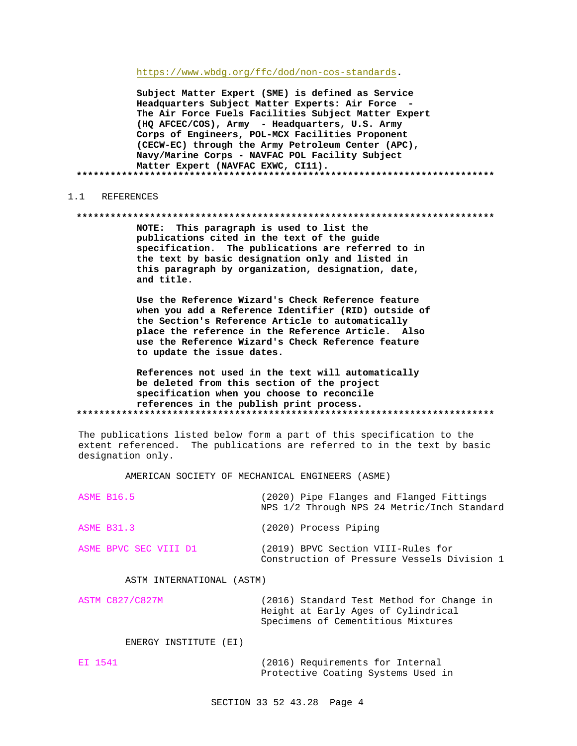https://www.wbdg.org/ffc/dod/non-cos-standards.

**Subject Matter Expert (SME) is defined as Service Headquarters Subject Matter Experts: Air Force - The Air Force Fuels Facilities Subject Matter Expert (HQ AFCEC/COS), Army - Headquarters, U.S. Army Corps of Engineers, POL-MCX Facilities Proponent (CECW-EC) through the Army Petroleum Center (APC), Navy/Marine Corps - NAVFAC POL Facility Subject Matter Expert (NAVFAC EXWC, CI11).**

**************************************************************************

## 1.1 REFERENCES

**************************************************************************

**NOTE: This paragraph is used to list the publications cited in the text of the guide specification. The publications are referred to in the text by basic designation only and listed in this paragraph by organization, designation, date, and title.**

**Use the Reference Wizard's Check Reference feature when you add a Reference Identifier (RID) outside of the Section's Reference Article to automatically place the reference in the Reference Article. Also use the Reference Wizard's Check Reference feature to update the issue dates.**

**References not used in the text will automatically be deleted from this section of the project specification when you choose to reconcile references in the publish print process.**

**************************************************************************

The publications listed below form a part of this specification to the extent referenced. The publications are referred to in the text by basic designation only.

AMERICAN SOCIETY OF MECHANICAL ENGINEERS (ASME)

ASME B16.5 (2020) Pipe Flanges and Flanged Fittings NPS 1/2 Through NPS 24 Metric/Inch Standard

ASME B31.3 (2020) Process Piping

ASME BPVC SEC VIII D1 (2019) BPVC Section VIII-Rules for Construction of Pressure Vessels Division 1

ASTM INTERNATIONAL (ASTM)

ASTM C827/C827M (2016) Standard Test Method for Change in Height at Early Ages of Cylindrical Specimens of Cementitious Mixtures

ENERGY INSTITUTE (EI)

EI 1541 (2016) Requirements for Internal Protective Coating Systems Used in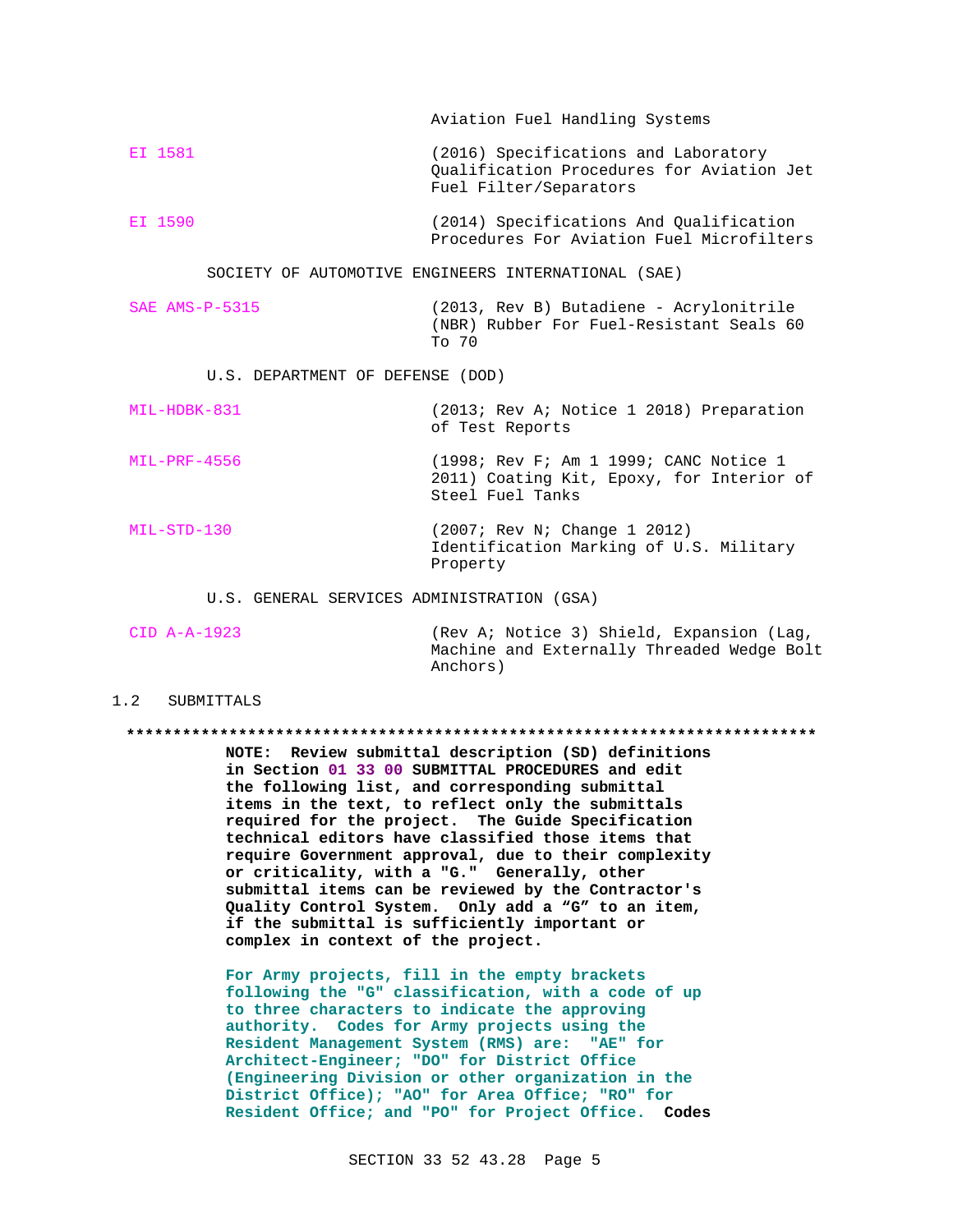Aviation Fuel Handling Systems

| | |
|---|---|
| EI 1581 | (2016) Specifications and Laboratory Qualification Procedures for Aviation Jet Fuel Filter/Separators |
| EI 1590 | (2014) Specifications And Qualification Procedures For Aviation Fuel Microfilters |

SOCIETY OF AUTOMOTIVE ENGINEERS INTERNATIONAL (SAE)

| | |
|---|---|
| SAE AMS-P-5315 | (2013, Rev B) Butadiene - Acrylonitrile (NBR) Rubber For Fuel-Resistant Seals 60 To 70 |

U.S. DEPARTMENT OF DEFENSE (DOD)

| | |
|---|---|
| MIL-HDBK-831 | (2013; Rev A; Notice 1 2018) Preparation of Test Reports |
| MIL-PRF-4556 | (1998; Rev F; Am 1 1999; CANC Notice 1 2011) Coating Kit, Epoxy, for Interior of Steel Fuel Tanks |
| MIL-STD-130 | (2007; Rev N; Change 1 2012) Identification Marking of U.S. Military Property |

U.S. GENERAL SERVICES ADMINISTRATION (GSA)

| | |
|---|---|
| CID A-A-1923 | (Rev A; Notice 3) Shield, Expansion (Lag, Machine and Externally Threaded Wedge Bolt Anchors) |

## 1.2 SUBMITTALS

**************************************************************************

**NOTE: Review submittal description (SD) definitions in Section 01 33 00 SUBMITTAL PROCEDURES and edit the following list, and corresponding submittal items in the text, to reflect only the submittals required for the project. The Guide Specification technical editors have classified those items that require Government approval, due to their complexity or criticality, with a "G." Generally, other submittal items can be reviewed by the Contractor's Quality Control System. Only add a "G" to an item, if the submittal is sufficiently important or complex in context of the project.**

**For Army projects, fill in the empty brackets following the "G" classification, with a code of up to three characters to indicate the approving authority. Codes for Army projects using the Resident Management System (RMS) are: "AE" for Architect-Engineer; "DO" for District Office (Engineering Division or other organization in the District Office); "AO" for Area Office; "RO" for Resident Office; and "PO" for Project Office. Codes**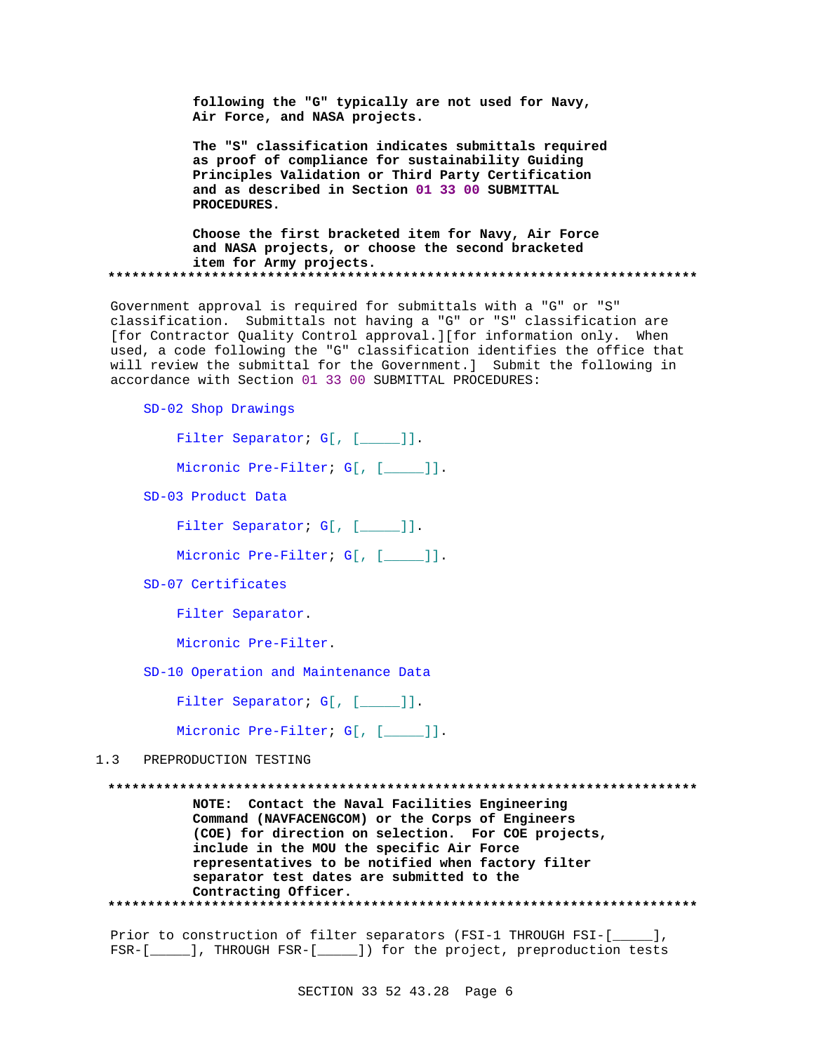**following the "G" typically are not used for Navy, Air Force, and NASA projects.**

**The "S" classification indicates submittals required as proof of compliance for sustainability Guiding Principles Validation or Third Party Certification and as described in Section 01 33 00 SUBMITTAL PROCEDURES.**

**Choose the first bracketed item for Navy, Air Force and NASA projects, or choose the second bracketed item for Army projects.**

**************************************************************************

Government approval is required for submittals with a "G" or "S" classification. Submittals not having a "G" or "S" classification are [for Contractor Quality Control approval.][for information only. When used, a code following the "G" classification identifies the office that will review the submittal for the Government.] Submit the following in accordance with Section 01 33 00 SUBMITTAL PROCEDURES:

SD-02 Shop Drawings

Filter Separator; G[, [_____]].

Micronic Pre-Filter; G[, [_____]].

SD-03 Product Data

Filter Separator; G[, [_____]].

Micronic Pre-Filter; G[, [_____]].

SD-07 Certificates

Filter Separator.

Micronic Pre-Filter.

SD-10 Operation and Maintenance Data

Filter Separator; G[, [_____]].

Micronic Pre-Filter; G[, [_____]].

## 1.3 PREPRODUCTION TESTING

**************************************************************************

**NOTE: Contact the Naval Facilities Engineering Command (NAVFACENGCOM) or the Corps of Engineers (COE) for direction on selection. For COE projects, include in the MOU the specific Air Force representatives to be notified when factory filter separator test dates are submitted to the Contracting Officer.**

**************************************************************************

Prior to construction of filter separators (FSI-1 THROUGH FSI-[_____], FSR-[_____], THROUGH FSR-[_____]) for the project, preproduction tests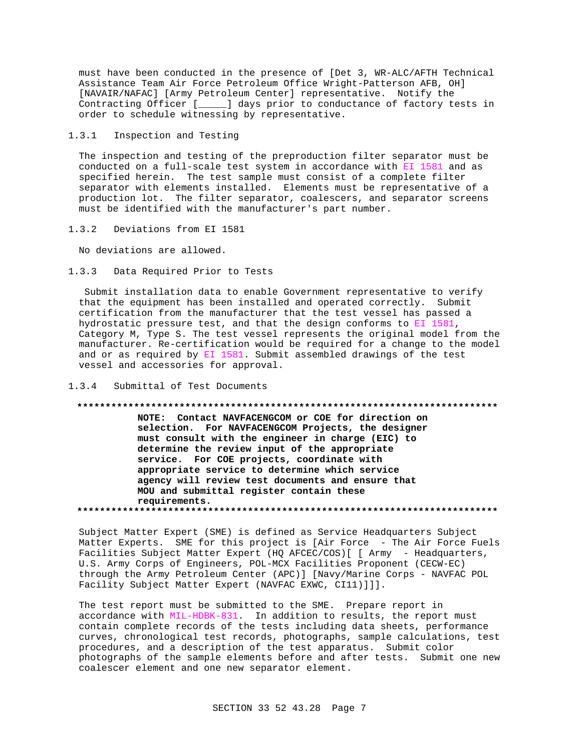must have been conducted in the presence of [Det 3, WR-ALC/AFTH Technical Assistance Team Air Force Petroleum Office Wright-Patterson AFB, OH] [NAVAIR/NAFAC] [Army Petroleum Center] representative. Notify the Contracting Officer [_____] days prior to conductance of factory tests in order to schedule witnessing by representative.

### 1.3.1 Inspection and Testing

The inspection and testing of the preproduction filter separator must be conducted on a full-scale test system in accordance with EI 1581 and as specified herein. The test sample must consist of a complete filter separator with elements installed. Elements must be representative of a production lot. The filter separator, coalescers, and separator screens must be identified with the manufacturer's part number.

### 1.3.2 Deviations from EI 1581

No deviations are allowed.

### 1.3.3 Data Required Prior to Tests

Submit installation data to enable Government representative to verify that the equipment has been installed and operated correctly. Submit certification from the manufacturer that the test vessel has passed a hydrostatic pressure test, and that the design conforms to EI 1581, Category M, Type S. The test vessel represents the original model from the manufacturer. Re-certification would be required for a change to the model and or as required by EI 1581. Submit assembled drawings of the test vessel and accessories for approval.

### 1.3.4 Submittal of Test Documents

**************************************************************************

**NOTE: Contact NAVFACENGCOM or COE for direction on selection. For NAVFACENGCOM Projects, the designer must consult with the engineer in charge (EIC) to determine the review input of the appropriate service. For COE projects, coordinate with appropriate service to determine which service agency will review test documents and ensure that MOU and submittal register contain these requirements.**

**************************************************************************

Subject Matter Expert (SME) is defined as Service Headquarters Subject Matter Experts. SME for this project is [Air Force - The Air Force Fuels Facilities Subject Matter Expert (HQ AFCEC/COS)[ [ Army - Headquarters, U.S. Army Corps of Engineers, POL-MCX Facilities Proponent (CECW-EC) through the Army Petroleum Center (APC)] [Navy/Marine Corps - NAVFAC POL Facility Subject Matter Expert (NAVFAC EXWC, CI11)]]].

The test report must be submitted to the SME. Prepare report in accordance with MIL-HDBK-831. In addition to results, the report must contain complete records of the tests including data sheets, performance curves, chronological test records, photographs, sample calculations, test procedures, and a description of the test apparatus. Submit color photographs of the sample elements before and after tests. Submit one new coalescer element and one new separator element.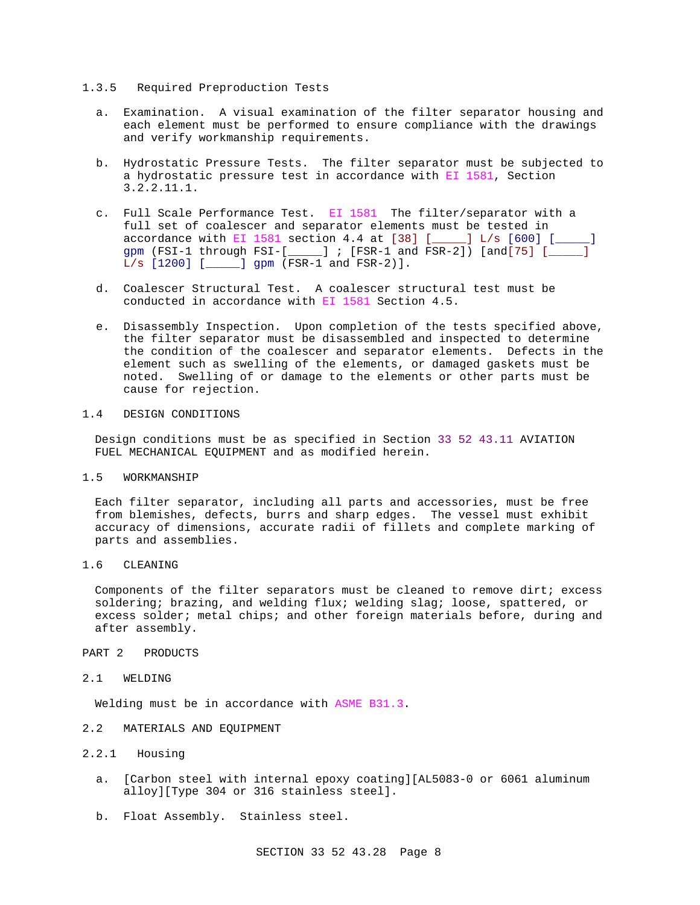#### 1.3.5 Required Preproduction Tests

a. Examination. A visual examination of the filter separator housing and each element must be performed to ensure compliance with the drawings and verify workmanship requirements.

b. Hydrostatic Pressure Tests. The filter separator must be subjected to a hydrostatic pressure test in accordance with EI 1581, Section 3.2.2.11.1.

c. Full Scale Performance Test. EI 1581 The filter/separator with a full set of coalescer and separator elements must be tested in accordance with EI 1581 section 4.4 at [38] [_____] L/s [600] [_____] gpm (FSI-1 through FSI-[_____] ; [FSR-1 and FSR-2]) [and[75] [_____] L/s [1200] [_____] gpm (FSR-1 and FSR-2)].

d. Coalescer Structural Test. A coalescer structural test must be conducted in accordance with EI 1581 Section 4.5.

e. Disassembly Inspection. Upon completion of the tests specified above, the filter separator must be disassembled and inspected to determine the condition of the coalescer and separator elements. Defects in the element such as swelling of the elements, or damaged gaskets must be noted. Swelling of or damage to the elements or other parts must be cause for rejection.

### 1.4 DESIGN CONDITIONS

Design conditions must be as specified in Section 33 52 43.11 AVIATION FUEL MECHANICAL EQUIPMENT and as modified herein.

### 1.5 WORKMANSHIP

Each filter separator, including all parts and accessories, must be free from blemishes, defects, burrs and sharp edges. The vessel must exhibit accuracy of dimensions, accurate radii of fillets and complete marking of parts and assemblies.

### 1.6 CLEANING

Components of the filter separators must be cleaned to remove dirt; excess soldering; brazing, and welding flux; welding slag; loose, spattered, or excess solder; metal chips; and other foreign materials before, during and after assembly.

## PART 2 PRODUCTS

### 2.1 WELDING

Welding must be in accordance with ASME B31.3.

### 2.2 MATERIALS AND EQUIPMENT

#### 2.2.1 Housing

a. [Carbon steel with internal epoxy coating][AL5083-0 or 6061 aluminum alloy][Type 304 or 316 stainless steel].

b. Float Assembly. Stainless steel.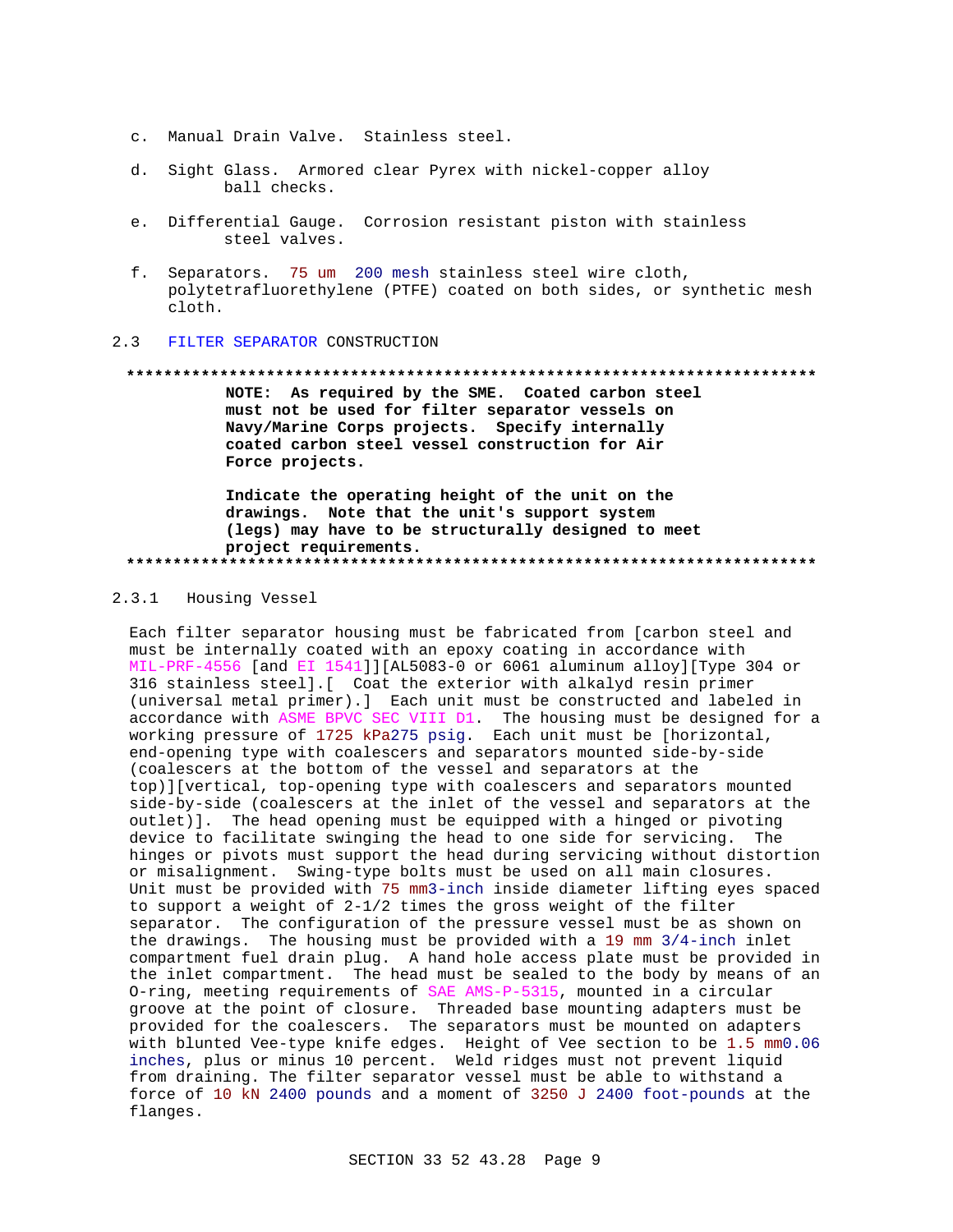c. Manual Drain Valve. Stainless steel.

d. Sight Glass. Armored clear Pyrex with nickel-copper alloy ball checks.

e. Differential Gauge. Corrosion resistant piston with stainless steel valves.

f. Separators. 75 um 200 mesh stainless steel wire cloth, polytetrafluorethylene (PTFE) coated on both sides, or synthetic mesh cloth.

## 2.3 FILTER SEPARATOR CONSTRUCTION

**************************************************************************

**NOTE: As required by the SME. Coated carbon steel must not be used for filter separator vessels on Navy/Marine Corps projects. Specify internally coated carbon steel vessel construction for Air Force projects.**

**Indicate the operating height of the unit on the drawings. Note that the unit's support system (legs) may have to be structurally designed to meet project requirements.**

**************************************************************************

### 2.3.1 Housing Vessel

Each filter separator housing must be fabricated from [carbon steel and must be internally coated with an epoxy coating in accordance with MIL-PRF-4556 [and EI 1541]][AL5083-0 or 6061 aluminum alloy][Type 304 or 316 stainless steel].[ Coat the exterior with alkalyd resin primer (universal metal primer).] Each unit must be constructed and labeled in accordance with ASME BPVC SEC VIII D1. The housing must be designed for a working pressure of 1725 kPa275 psig. Each unit must be [horizontal, end-opening type with coalescers and separators mounted side-by-side (coalescers at the bottom of the vessel and separators at the top)][vertical, top-opening type with coalescers and separators mounted side-by-side (coalescers at the inlet of the vessel and separators at the outlet)]. The head opening must be equipped with a hinged or pivoting device to facilitate swinging the head to one side for servicing. The hinges or pivots must support the head during servicing without distortion or misalignment. Swing-type bolts must be used on all main closures. Unit must be provided with 75 mm3-inch inside diameter lifting eyes spaced to support a weight of 2-1/2 times the gross weight of the filter separator. The configuration of the pressure vessel must be as shown on the drawings. The housing must be provided with a 19 mm 3/4-inch inlet compartment fuel drain plug. A hand hole access plate must be provided in the inlet compartment. The head must be sealed to the body by means of an O-ring, meeting requirements of SAE AMS-P-5315, mounted in a circular groove at the point of closure. Threaded base mounting adapters must be provided for the coalescers. The separators must be mounted on adapters with blunted Vee-type knife edges. Height of Vee section to be 1.5 mm0.06 inches, plus or minus 10 percent. Weld ridges must not prevent liquid from draining. The filter separator vessel must be able to withstand a force of 10 kN 2400 pounds and a moment of 3250 J 2400 foot-pounds at the flanges.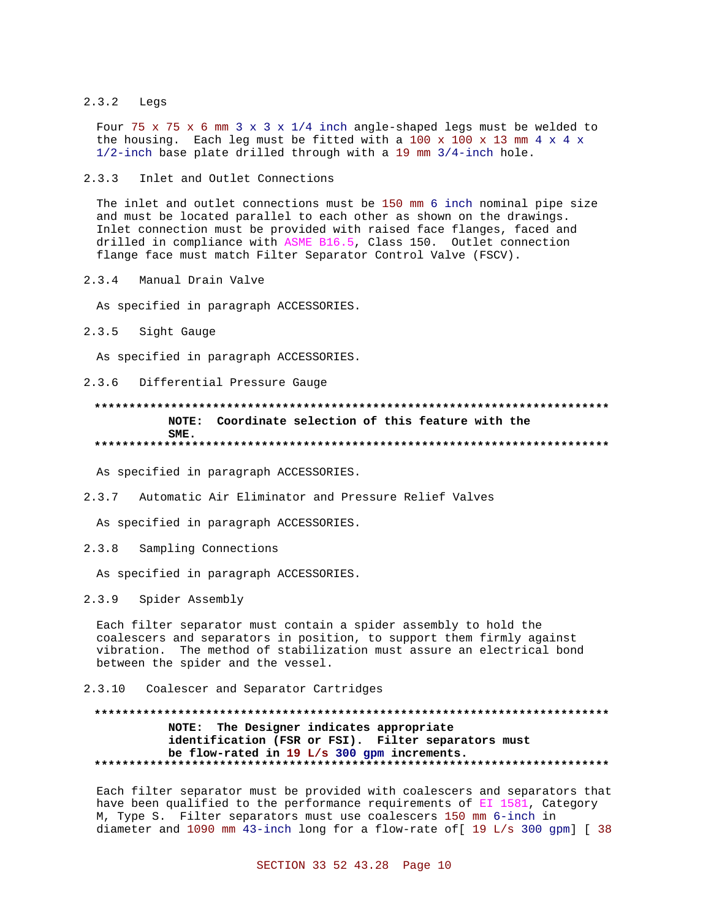### 2.3.2 Legs

Four 75 x 75 x 6 mm 3 x 3 x 1/4 inch angle-shaped legs must be welded to the housing. Each leg must be fitted with a 100 x 100 x 13 mm 4 x 4 x 1/2-inch base plate drilled through with a 19 mm 3/4-inch hole.

### 2.3.3 Inlet and Outlet Connections

The inlet and outlet connections must be 150 mm 6 inch nominal pipe size and must be located parallel to each other as shown on the drawings. Inlet connection must be provided with raised face flanges, faced and drilled in compliance with ASME B16.5, Class 150. Outlet connection flange face must match Filter Separator Control Valve (FSCV).

### 2.3.4 Manual Drain Valve

As specified in paragraph ACCESSORIES.

### 2.3.5 Sight Gauge

As specified in paragraph ACCESSORIES.

### 2.3.6 Differential Pressure Gauge

**NOTE: Coordinate selection of this feature with the SME.**

As specified in paragraph ACCESSORIES.

### 2.3.7 Automatic Air Eliminator and Pressure Relief Valves

As specified in paragraph ACCESSORIES.

### 2.3.8 Sampling Connections

As specified in paragraph ACCESSORIES.

### 2.3.9 Spider Assembly

Each filter separator must contain a spider assembly to hold the coalescers and separators in position, to support them firmly against vibration. The method of stabilization must assure an electrical bond between the spider and the vessel.

### 2.3.10 Coalescer and Separator Cartridges

**NOTE: The Designer indicates appropriate identification (FSR or FSI). Filter separators must be flow-rated in 19 L/s 300 gpm increments.**

Each filter separator must be provided with coalescers and separators that have been qualified to the performance requirements of EI 1581, Category M, Type S. Filter separators must use coalescers 150 mm 6-inch in diameter and 1090 mm 43-inch long for a flow-rate of[ 19 L/s 300 gpm] [ 38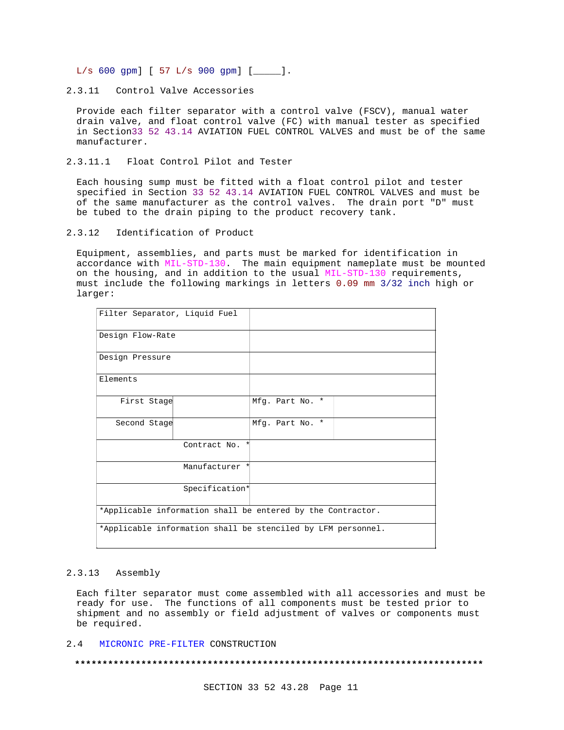L/s 600 gpm] [ 57 L/s 900 gpm] [_____].

### 2.3.11 Control Valve Accessories

Provide each filter separator with a control valve (FSCV), manual water drain valve, and float control valve (FC) with manual tester as specified in Section33 52 43.14 AVIATION FUEL CONTROL VALVES and must be of the same manufacturer.

#### 2.3.11.1 Float Control Pilot and Tester

Each housing sump must be fitted with a float control pilot and tester specified in Section 33 52 43.14 AVIATION FUEL CONTROL VALVES and must be of the same manufacturer as the control valves. The drain port "D" must be tubed to the drain piping to the product recovery tank.

### 2.3.12 Identification of Product

Equipment, assemblies, and parts must be marked for identification in accordance with MIL-STD-130. The main equipment nameplate must be mounted on the housing, and in addition to the usual MIL-STD-130 requirements, must include the following markings in letters 0.09 mm 3/32 inch high or larger:

| | | | |
|---|---|---|---|
| Filter Separator, Liquid Fuel | | | |
| Design Flow-Rate | | | |
| Design Pressure | | | |
| Elements | | | |
| First Stage | | Mfg. Part No. * | |
| Second Stage | | Mfg. Part No. * | |
| | Contract No. * | | |
| | Manufacturer * | | |
| | Specification* | | |
| *Applicable information shall be entered by the Contractor. | | | |
| *Applicable information shall be stenciled by LFM personnel. | | | |

### 2.3.13 Assembly

Each filter separator must come assembled with all accessories and must be ready for use. The functions of all components must be tested prior to shipment and no assembly or field adjustment of valves or components must be required.

## 2.4 MICRONIC PRE-FILTER CONSTRUCTION

**************************************************************************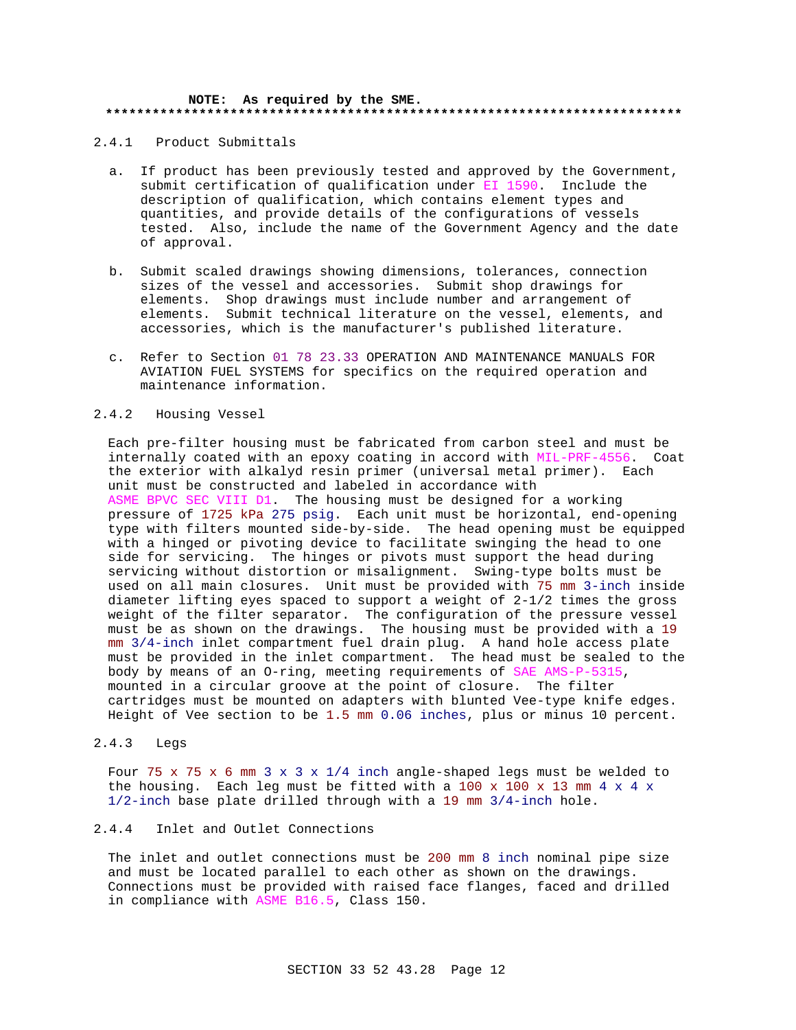**NOTE: As required by the SME.**
**************************************************************************

### 2.4.1 Product Submittals

a. If product has been previously tested and approved by the Government, submit certification of qualification under EI 1590. Include the description of qualification, which contains element types and quantities, and provide details of the configurations of vessels tested. Also, include the name of the Government Agency and the date of approval.

b. Submit scaled drawings showing dimensions, tolerances, connection sizes of the vessel and accessories. Submit shop drawings for elements. Shop drawings must include number and arrangement of elements. Submit technical literature on the vessel, elements, and accessories, which is the manufacturer's published literature.

c. Refer to Section 01 78 23.33 OPERATION AND MAINTENANCE MANUALS FOR AVIATION FUEL SYSTEMS for specifics on the required operation and maintenance information.

### 2.4.2 Housing Vessel

Each pre-filter housing must be fabricated from carbon steel and must be internally coated with an epoxy coating in accord with MIL-PRF-4556. Coat the exterior with alkalyd resin primer (universal metal primer). Each unit must be constructed and labeled in accordance with ASME BPVC SEC VIII D1. The housing must be designed for a working pressure of 1725 kPa 275 psig. Each unit must be horizontal, end-opening type with filters mounted side-by-side. The head opening must be equipped with a hinged or pivoting device to facilitate swinging the head to one side for servicing. The hinges or pivots must support the head during servicing without distortion or misalignment. Swing-type bolts must be used on all main closures. Unit must be provided with 75 mm 3-inch inside diameter lifting eyes spaced to support a weight of 2-1/2 times the gross weight of the filter separator. The configuration of the pressure vessel must be as shown on the drawings. The housing must be provided with a 19 mm 3/4-inch inlet compartment fuel drain plug. A hand hole access plate must be provided in the inlet compartment. The head must be sealed to the body by means of an O-ring, meeting requirements of SAE AMS-P-5315, mounted in a circular groove at the point of closure. The filter cartridges must be mounted on adapters with blunted Vee-type knife edges. Height of Vee section to be 1.5 mm 0.06 inches, plus or minus 10 percent.

### 2.4.3 Legs

Four 75 x 75 x 6 mm 3 x 3 x 1/4 inch angle-shaped legs must be welded to the housing. Each leg must be fitted with a 100 x 100 x 13 mm 4 x 4 x 1/2-inch base plate drilled through with a 19 mm 3/4-inch hole.

### 2.4.4 Inlet and Outlet Connections

The inlet and outlet connections must be 200 mm 8 inch nominal pipe size and must be located parallel to each other as shown on the drawings. Connections must be provided with raised face flanges, faced and drilled in compliance with ASME B16.5, Class 150.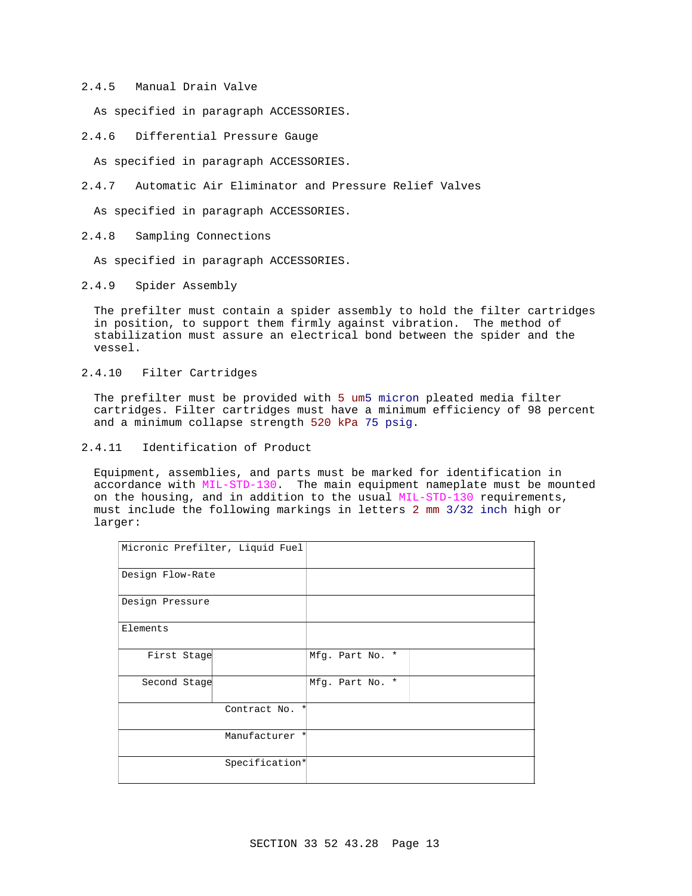### 2.4.5 Manual Drain Valve

As specified in paragraph ACCESSORIES.

### 2.4.6 Differential Pressure Gauge

As specified in paragraph ACCESSORIES.

### 2.4.7 Automatic Air Eliminator and Pressure Relief Valves

As specified in paragraph ACCESSORIES.

### 2.4.8 Sampling Connections

As specified in paragraph ACCESSORIES.

### 2.4.9 Spider Assembly

The prefilter must contain a spider assembly to hold the filter cartridges in position, to support them firmly against vibration. The method of stabilization must assure an electrical bond between the spider and the vessel.

### 2.4.10 Filter Cartridges

The prefilter must be provided with 5 um5 micron pleated media filter cartridges. Filter cartridges must have a minimum efficiency of 98 percent and a minimum collapse strength 520 kPa 75 psig.

### 2.4.11 Identification of Product

Equipment, assemblies, and parts must be marked for identification in accordance with MIL-STD-130. The main equipment nameplate must be mounted on the housing, and in addition to the usual MIL-STD-130 requirements, must include the following markings in letters 2 mm 3/32 inch high or larger:

| | | | |
|---|---|---|---|
| Micronic Prefilter, Liquid Fuel | | | |
| Design Flow-Rate | | | |
| Design Pressure | | | |
| Elements | | | |
| First Stage | | Mfg. Part No. * | |
| Second Stage | | Mfg. Part No. * | |
| Contract No. * | | | |
| Manufacturer * | | | |
| Specification* | | | |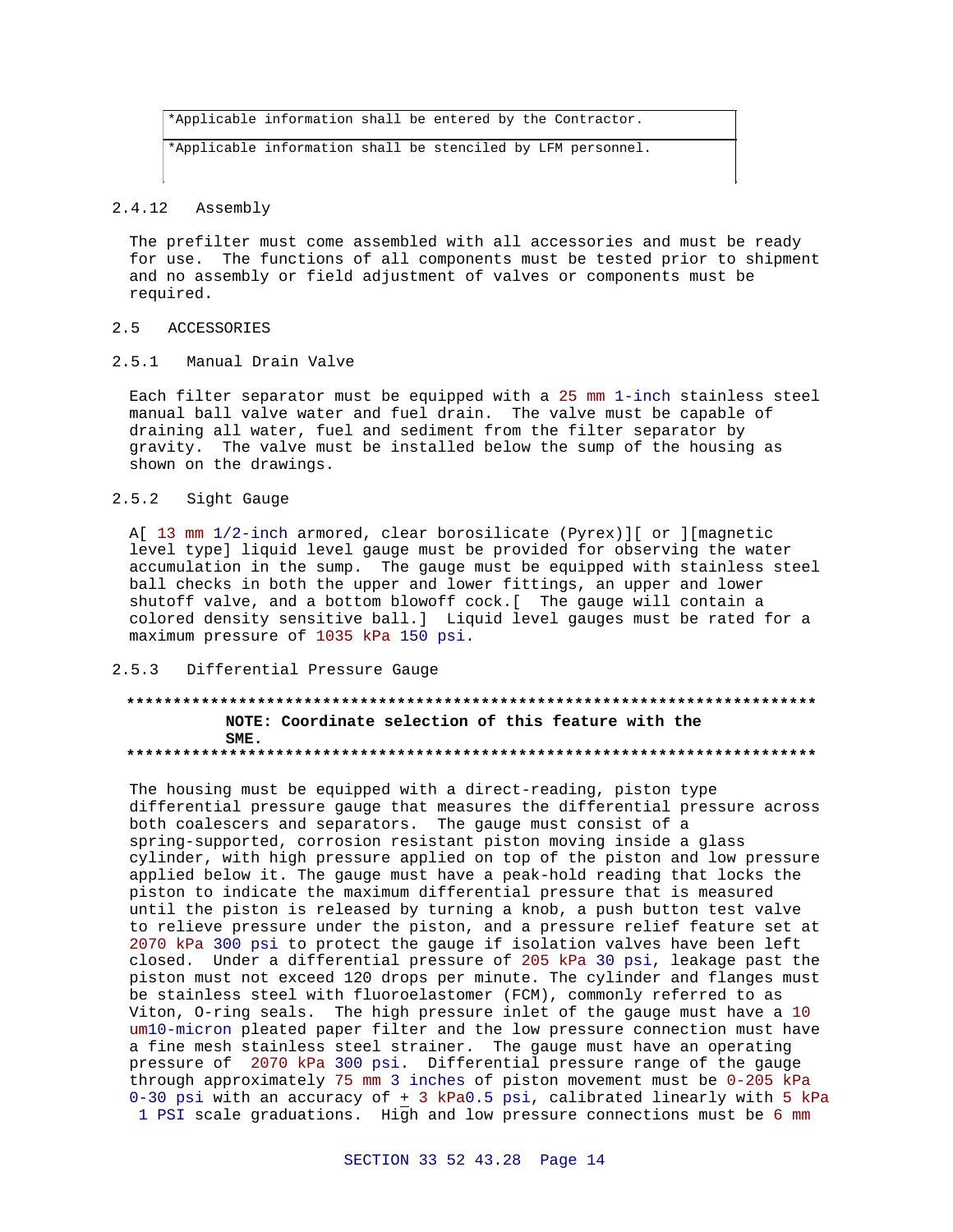| *Applicable information shall be entered by the Contractor. |
|---|
| *Applicable information shall be stenciled by LFM personnel. |

### 2.4.12 Assembly

The prefilter must come assembled with all accessories and must be ready for use. The functions of all components must be tested prior to shipment and no assembly or field adjustment of valves or components must be required.

## 2.5 ACCESSORIES

### 2.5.1 Manual Drain Valve

Each filter separator must be equipped with a 25 mm 1-inch stainless steel manual ball valve water and fuel drain. The valve must be capable of draining all water, fuel and sediment from the filter separator by gravity. The valve must be installed below the sump of the housing as shown on the drawings.

### 2.5.2 Sight Gauge

A[ 13 mm 1/2-inch armored, clear borosilicate (Pyrex)][ or ][magnetic level type] liquid level gauge must be provided for observing the water accumulation in the sump. The gauge must be equipped with stainless steel ball checks in both the upper and lower fittings, an upper and lower shutoff valve, and a bottom blowoff cock.[ The gauge will contain a colored density sensitive ball.] Liquid level gauges must be rated for a maximum pressure of 1035 kPa 150 psi.

### 2.5.3 Differential Pressure Gauge

**************************************************************************

**NOTE: Coordinate selection of this feature with the SME.**

**************************************************************************

The housing must be equipped with a direct-reading, piston type differential pressure gauge that measures the differential pressure across both coalescers and separators. The gauge must consist of a spring-supported, corrosion resistant piston moving inside a glass cylinder, with high pressure applied on top of the piston and low pressure applied below it. The gauge must have a peak-hold reading that locks the piston to indicate the maximum differential pressure that is measured until the piston is released by turning a knob, a push button test valve to relieve pressure under the piston, and a pressure relief feature set at 2070 kPa 300 psi to protect the gauge if isolation valves have been left closed. Under a differential pressure of 205 kPa 30 psi, leakage past the piston must not exceed 120 drops per minute. The cylinder and flanges must be stainless steel with fluoroelastomer (FCM), commonly referred to as Viton, O-ring seals. The high pressure inlet of the gauge must have a 10 um10-micron pleated paper filter and the low pressure connection must have a fine mesh stainless steel strainer. The gauge must have an operating pressure of 2070 kPa 300 psi. Differential pressure range of the gauge through approximately 75 mm 3 inches of piston movement must be 0-205 kPa 0-30 psi with an accuracy of ± 3 kPa0.5 psi, calibrated linearly with 5 kPa 1 PSI scale graduations. High and low pressure connections must be 6 mm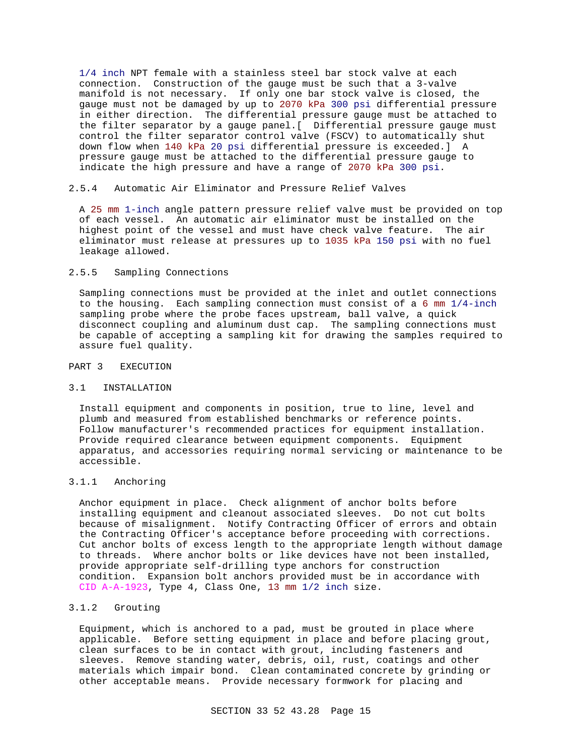1/4 inch NPT female with a stainless steel bar stock valve at each connection. Construction of the gauge must be such that a 3-valve manifold is not necessary. If only one bar stock valve is closed, the gauge must not be damaged by up to 2070 kPa 300 psi differential pressure in either direction. The differential pressure gauge must be attached to the filter separator by a gauge panel.[ Differential pressure gauge must control the filter separator control valve (FSCV) to automatically shut down flow when 140 kPa 20 psi differential pressure is exceeded.] A pressure gauge must be attached to the differential pressure gauge to indicate the high pressure and have a range of 2070 kPa 300 psi.

### 2.5.4 Automatic Air Eliminator and Pressure Relief Valves

A 25 mm 1-inch angle pattern pressure relief valve must be provided on top of each vessel. An automatic air eliminator must be installed on the highest point of the vessel and must have check valve feature. The air eliminator must release at pressures up to 1035 kPa 150 psi with no fuel leakage allowed.

### 2.5.5 Sampling Connections

Sampling connections must be provided at the inlet and outlet connections to the housing. Each sampling connection must consist of a 6 mm 1/4-inch sampling probe where the probe faces upstream, ball valve, a quick disconnect coupling and aluminum dust cap. The sampling connections must be capable of accepting a sampling kit for drawing the samples required to assure fuel quality.

# PART 3 EXECUTION

## 3.1 INSTALLATION

Install equipment and components in position, true to line, level and plumb and measured from established benchmarks or reference points. Follow manufacturer's recommended practices for equipment installation. Provide required clearance between equipment components. Equipment apparatus, and accessories requiring normal servicing or maintenance to be accessible.

### 3.1.1 Anchoring

Anchor equipment in place. Check alignment of anchor bolts before installing equipment and cleanout associated sleeves. Do not cut bolts because of misalignment. Notify Contracting Officer of errors and obtain the Contracting Officer's acceptance before proceeding with corrections. Cut anchor bolts of excess length to the appropriate length without damage to threads. Where anchor bolts or like devices have not been installed, provide appropriate self-drilling type anchors for construction condition. Expansion bolt anchors provided must be in accordance with CID A-A-1923, Type 4, Class One, 13 mm 1/2 inch size.

### 3.1.2 Grouting

Equipment, which is anchored to a pad, must be grouted in place where applicable. Before setting equipment in place and before placing grout, clean surfaces to be in contact with grout, including fasteners and sleeves. Remove standing water, debris, oil, rust, coatings and other materials which impair bond. Clean contaminated concrete by grinding or other acceptable means. Provide necessary formwork for placing and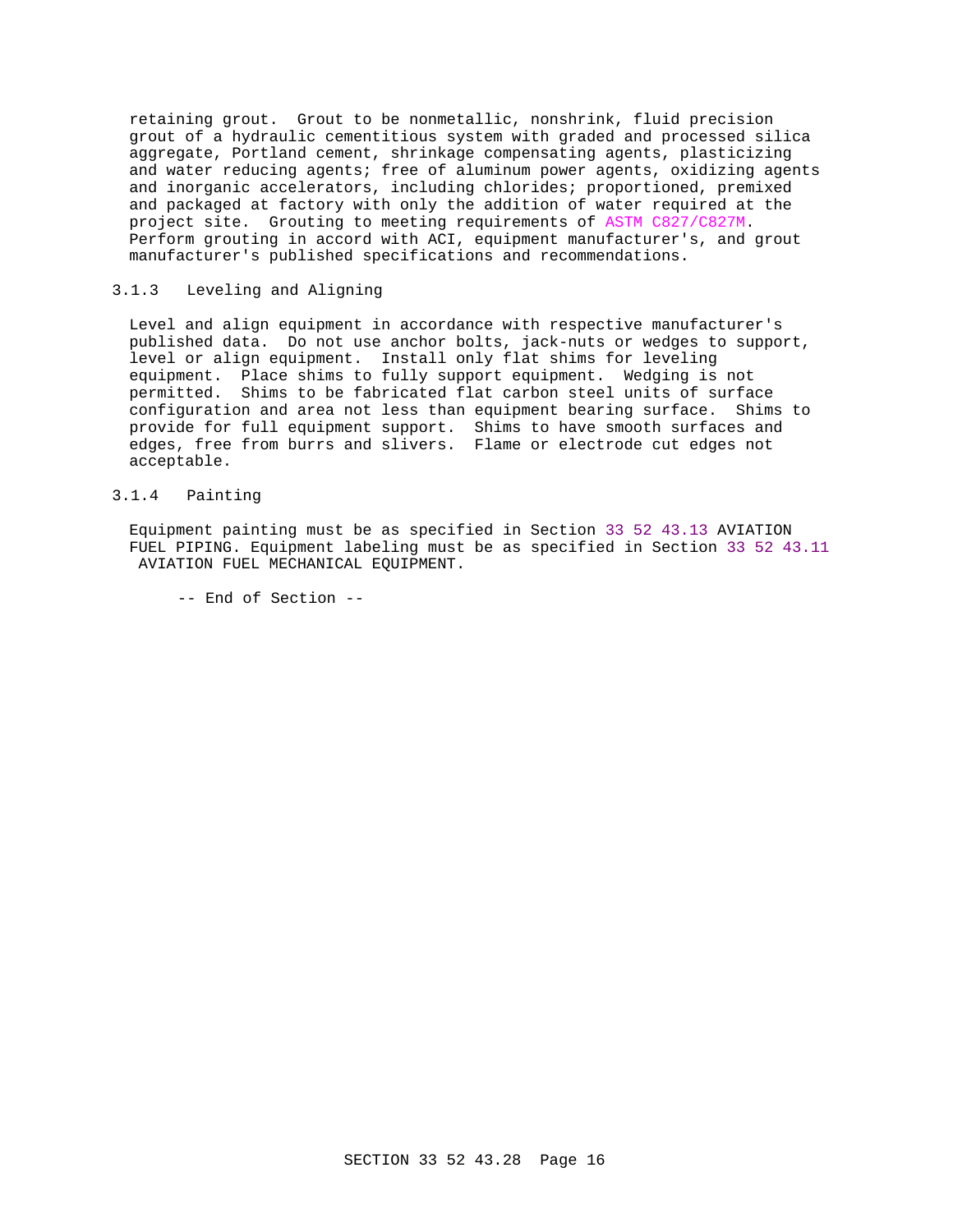retaining grout. Grout to be nonmetallic, nonshrink, fluid precision grout of a hydraulic cementitious system with graded and processed silica aggregate, Portland cement, shrinkage compensating agents, plasticizing and water reducing agents; free of aluminum power agents, oxidizing agents and inorganic accelerators, including chlorides; proportioned, premixed and packaged at factory with only the addition of water required at the project site. Grouting to meeting requirements of ASTM C827/C827M. Perform grouting in accord with ACI, equipment manufacturer's, and grout manufacturer's published specifications and recommendations.

### 3.1.3 Leveling and Aligning

Level and align equipment in accordance with respective manufacturer's published data. Do not use anchor bolts, jack-nuts or wedges to support, level or align equipment. Install only flat shims for leveling equipment. Place shims to fully support equipment. Wedging is not permitted. Shims to be fabricated flat carbon steel units of surface configuration and area not less than equipment bearing surface. Shims to provide for full equipment support. Shims to have smooth surfaces and edges, free from burrs and slivers. Flame or electrode cut edges not acceptable.

### 3.1.4 Painting

Equipment painting must be as specified in Section 33 52 43.13 AVIATION FUEL PIPING. Equipment labeling must be as specified in Section 33 52 43.11 AVIATION FUEL MECHANICAL EQUIPMENT.

-- End of Section --